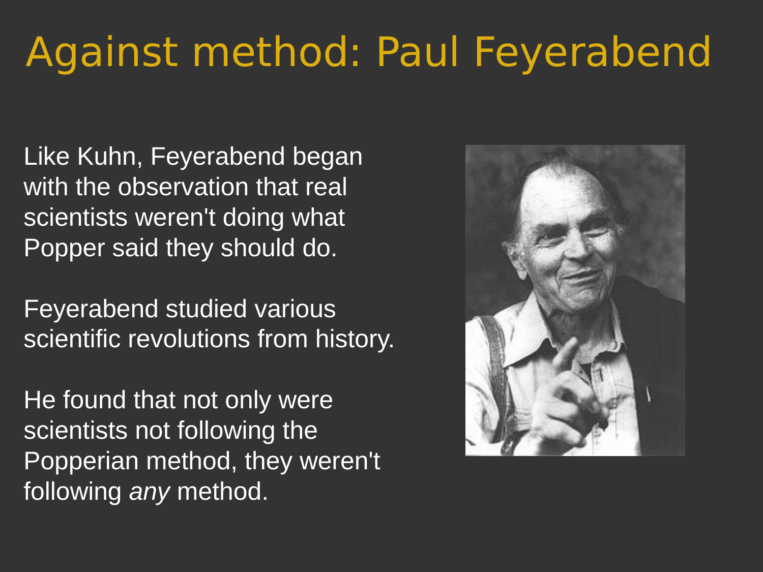# Against method: Paul Feyerabend

Like Kuhn, Feyerabend began with the observation that real scientists weren't doing what Popper said they should do.

Feyerabend studied various scientific revolutions from history.

He found that not only were scientists not following the Popperian method, they weren't following *any* method.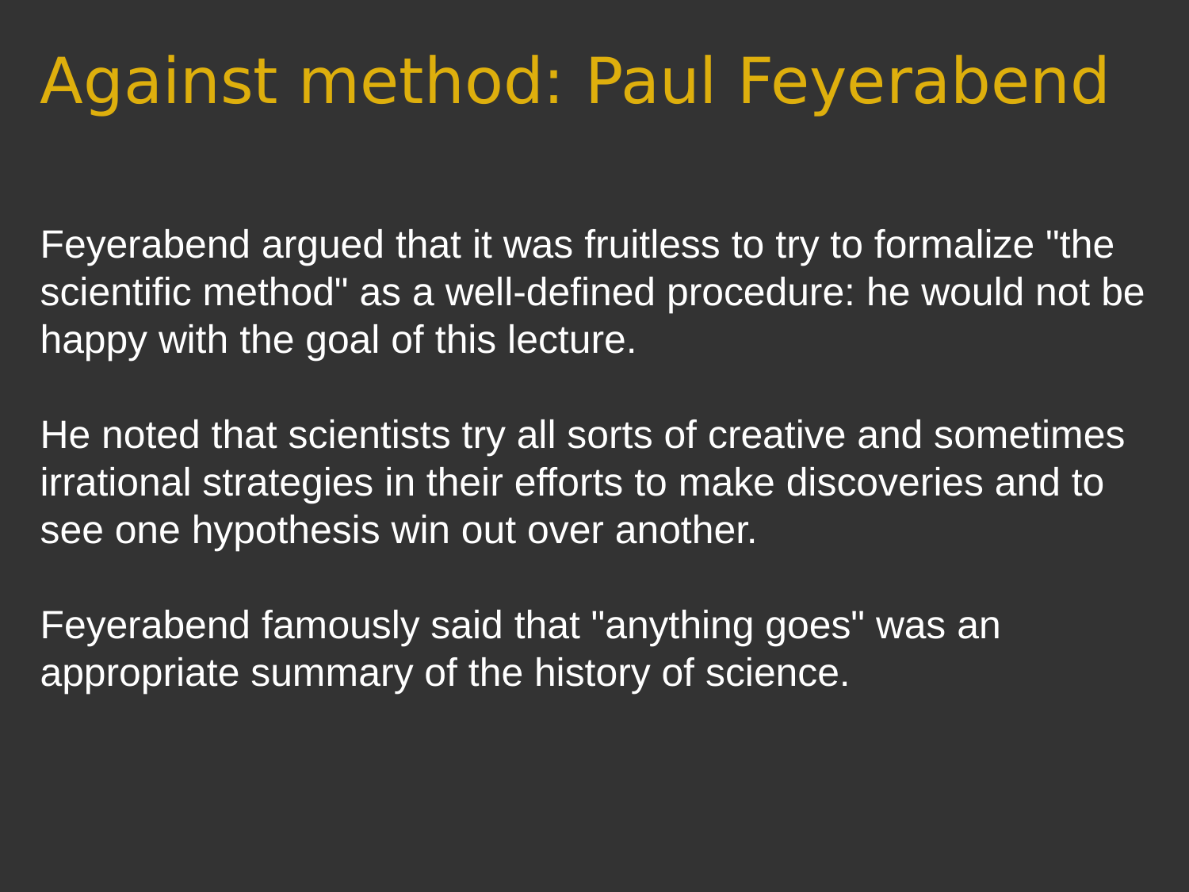# Against method: Paul Feyerabend

Feyerabend argued that it was fruitless to try to formalize "the scientific method" as a well-defined procedure: he would not be happy with the goal of this lecture.

He noted that scientists try all sorts of creative and sometimes irrational strategies in their efforts to make discoveries and to see one hypothesis win out over another.

Feyerabend famously said that "anything goes" was an appropriate summary of the history of science.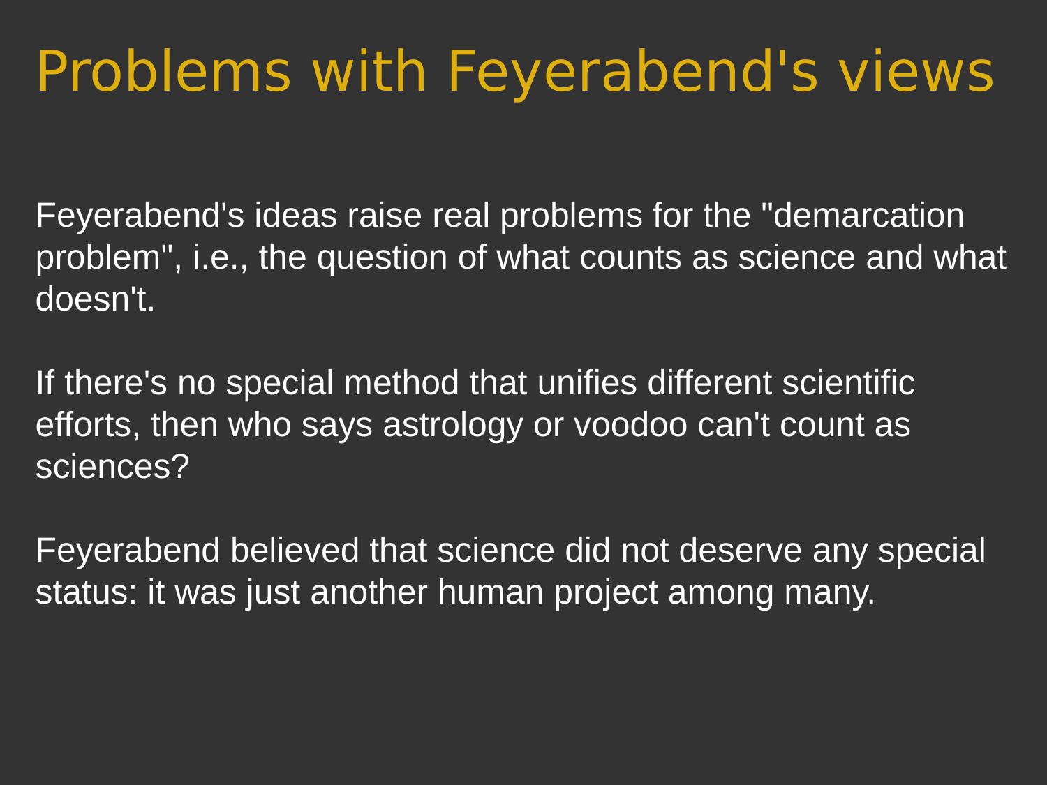# Problems with Feyerabend's views

Feyerabend's ideas raise real problems for the "demarcation problem", i.e., the question of what counts as science and what doesn't.

If there's no special method that unifies different scientific efforts, then who says astrology or voodoo can't count as sciences?

Feyerabend believed that science did not deserve any special status: it was just another human project among many.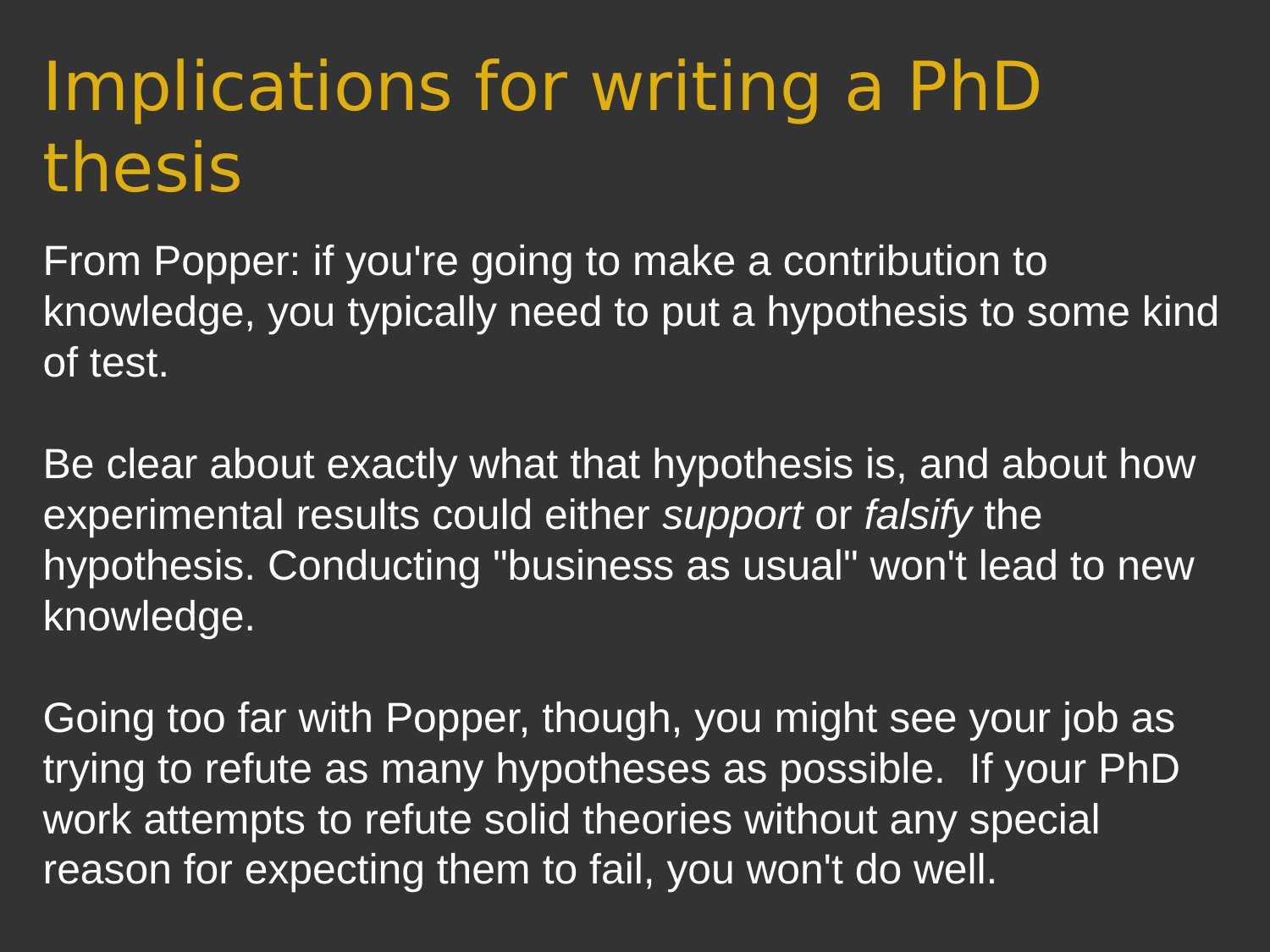# Implications for writing a PhD thesis

From Popper: if you're going to make a contribution to knowledge, you typically need to put a hypothesis to some kind of test.

Be clear about exactly what that hypothesis is, and about how experimental results could either *support* or *falsify* the hypothesis. Conducting "business as usual" won't lead to new knowledge.

Going too far with Popper, though, you might see your job as trying to refute as many hypotheses as possible. If your PhD work attempts to refute solid theories without any special reason for expecting them to fail, you won't do well.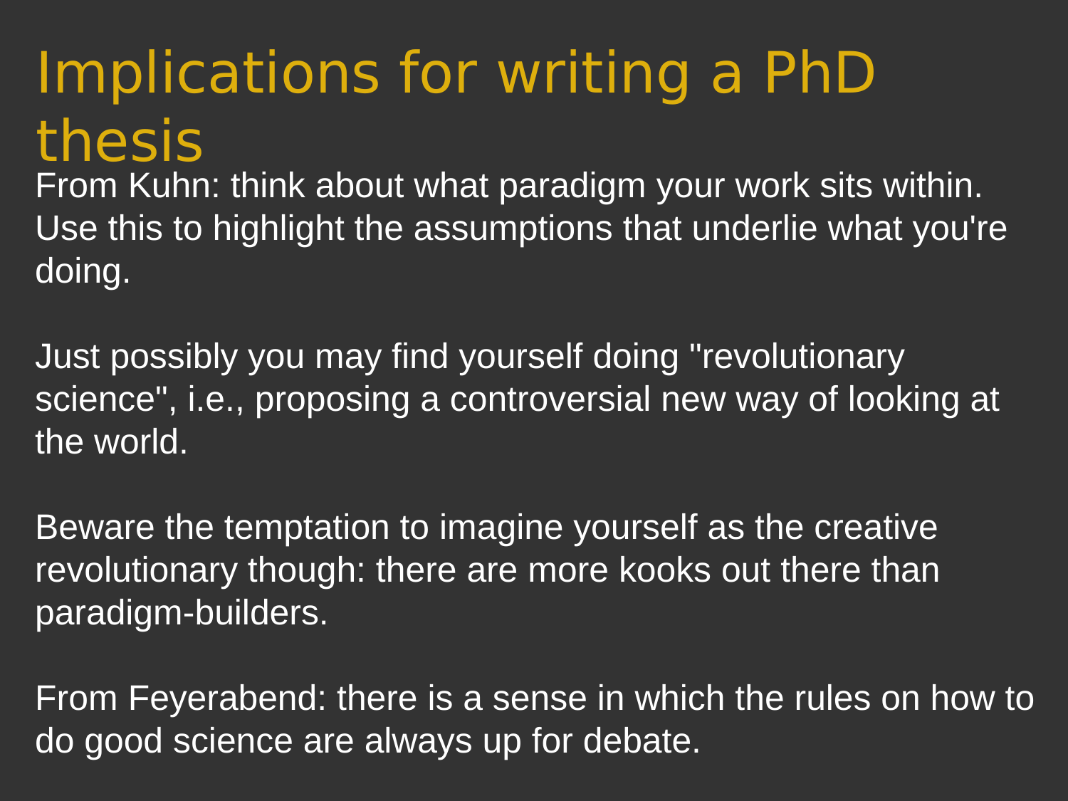# Implications for writing a PhD thesis

From Kuhn: think about what paradigm your work sits within. Use this to highlight the assumptions that underlie what you're doing.

Just possibly you may find yourself doing "revolutionary science", i.e., proposing a controversial new way of looking at the world.

Beware the temptation to imagine yourself as the creative revolutionary though: there are more kooks out there than paradigm-builders.

From Feyerabend: there is a sense in which the rules on how to do good science are always up for debate.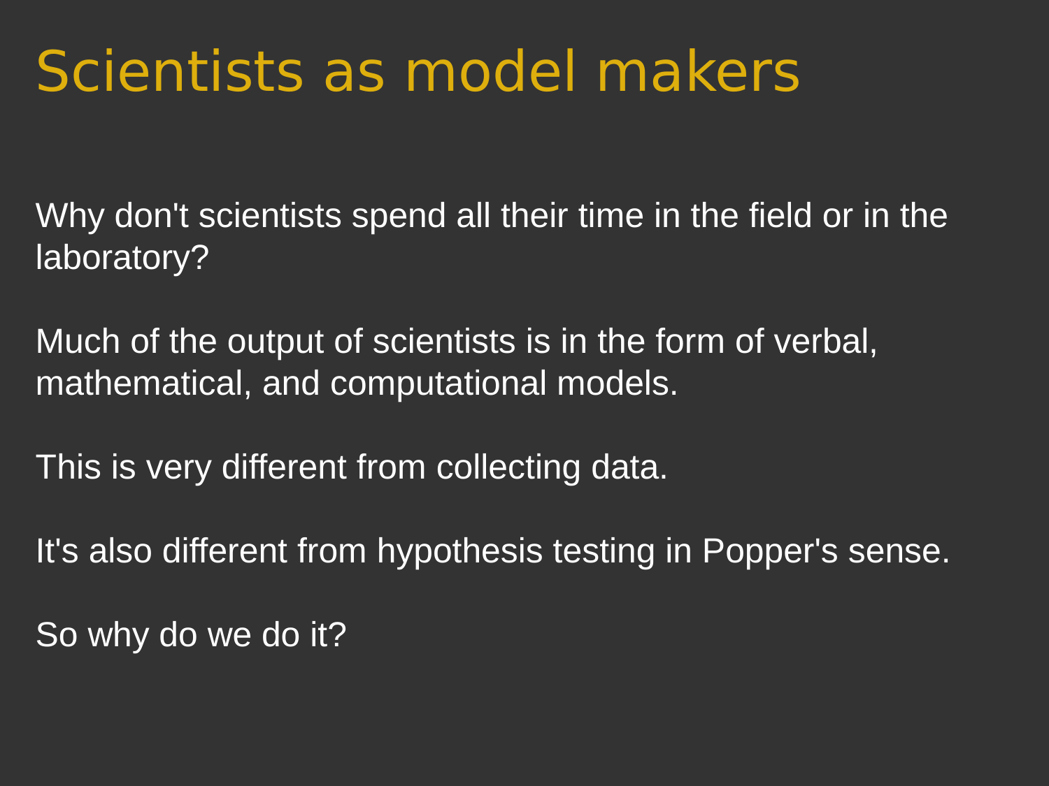# Scientists as model makers

Why don't scientists spend all their time in the field or in the laboratory?

Much of the output of scientists is in the form of verbal, mathematical, and computational models.

This is very different from collecting data.

It's also different from hypothesis testing in Popper's sense.

So why do we do it?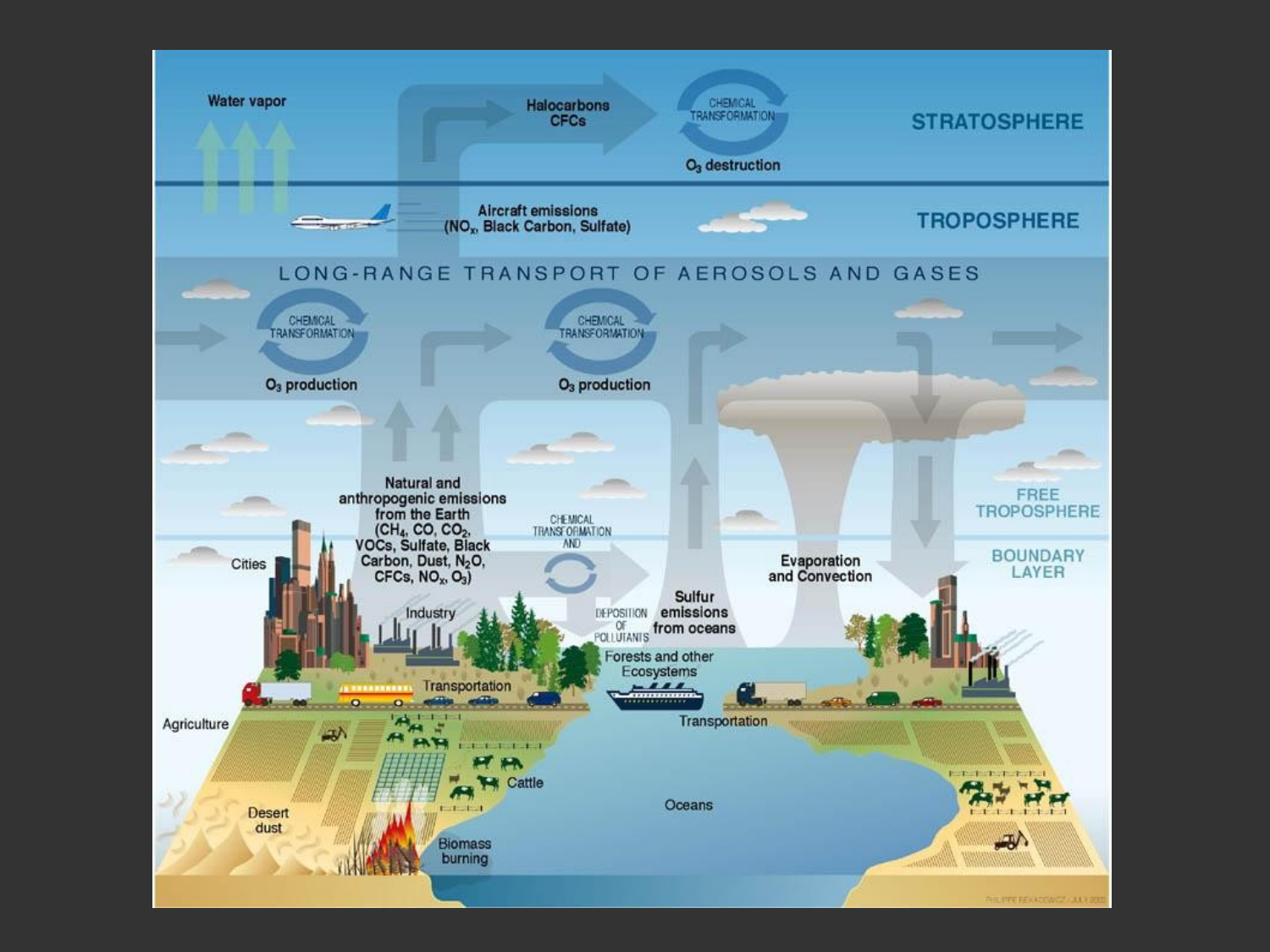STRATOSPHERE

Water vapor

Halocarbons CFCs

CHEMICAL TRANSFORMATION

$O_3$ destruction

TROPOSPHERE

Aircraft emissions ($NO_x$, Black Carbon, Sulfate)

LONG-RANGE TRANSPORT OF AEROSOLS AND GASES

CHEMICAL TRANSFORMATION

$O_3$ production

CHEMICAL TRANSFORMATION

$O_3$ production

FREE TROPOSPHERE

BOUNDARY LAYER

Natural and anthropogenic emissions from the Earth ($CH_4$, $CO$, $CO_2$, VOCs, Sulfate, Black Carbon, Dust, $N_2O$, CFCs, $NO_x$, $O_3$)

CHEMICAL TRANSFORMATION AND DEPOSITION OF POLLUTANTS

Sulfur emissions from oceans

Evaporation and Convection

Cities

Industry

Forests and other Ecosystems

Transportation

Agriculture

Cattle

Transportation

Oceans

Desert dust

Biomass burning

PHILIPPE REKACEWICZ - JULY 2002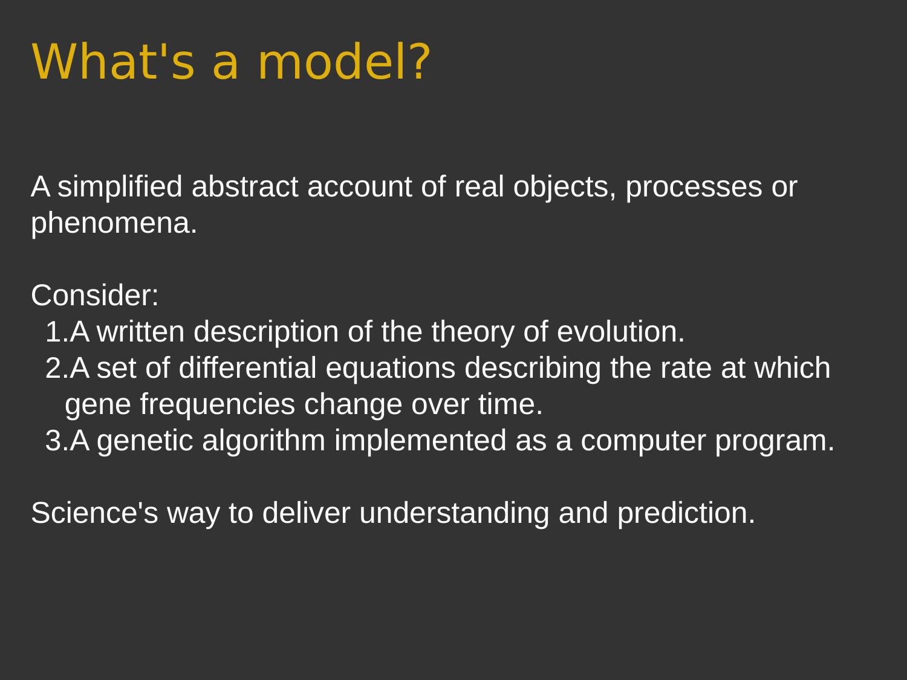# What's a model?

A simplified abstract account of real objects, processes or phenomena.

Consider:

1. A written description of the theory of evolution.
2. A set of differential equations describing the rate at which gene frequencies change over time.
3. A genetic algorithm implemented as a computer program.

Science's way to deliver understanding and prediction.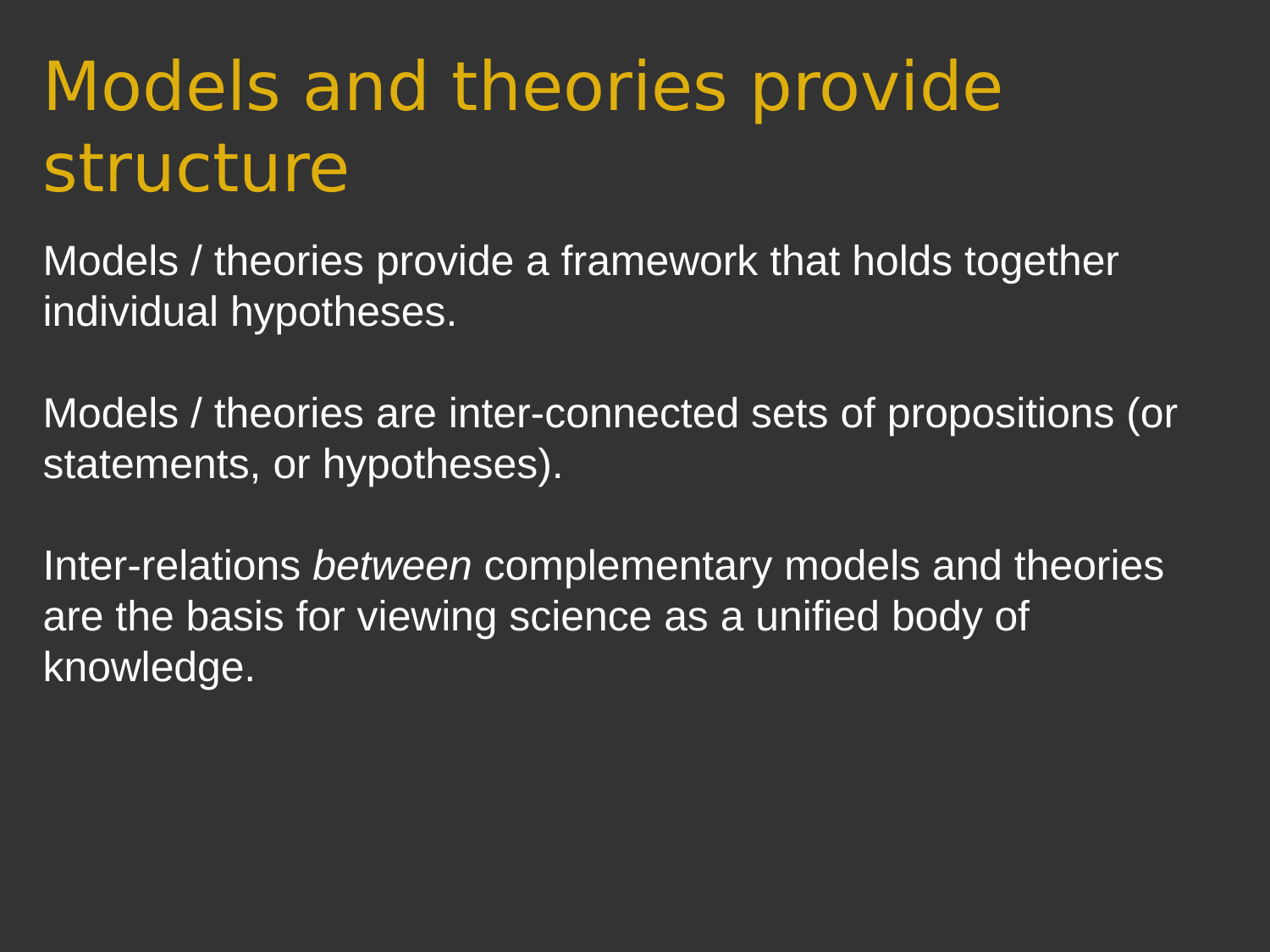# Models and theories provide structure

Models / theories provide a framework that holds together individual hypotheses.

Models / theories are inter-connected sets of propositions (or statements, or hypotheses).

Inter-relations *between* complementary models and theories are the basis for viewing science as a unified body of knowledge.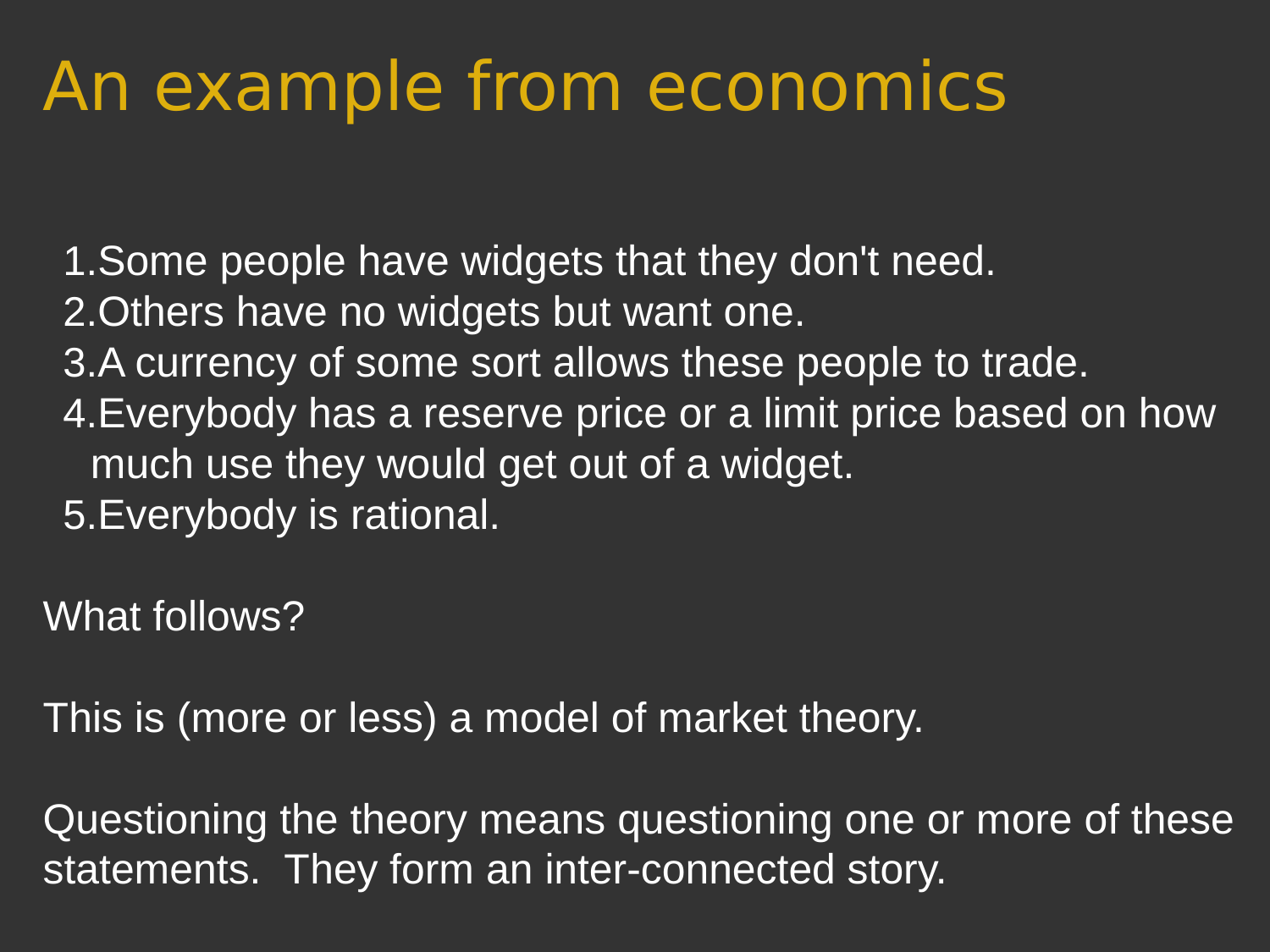# An example from economics

1. Some people have widgets that they don't need.
2. Others have no widgets but want one.
3. A currency of some sort allows these people to trade.
4. Everybody has a reserve price or a limit price based on how much use they would get out of a widget.
5. Everybody is rational.

What follows?

This is (more or less) a model of market theory.

Questioning the theory means questioning one or more of these statements. They form an inter-connected story.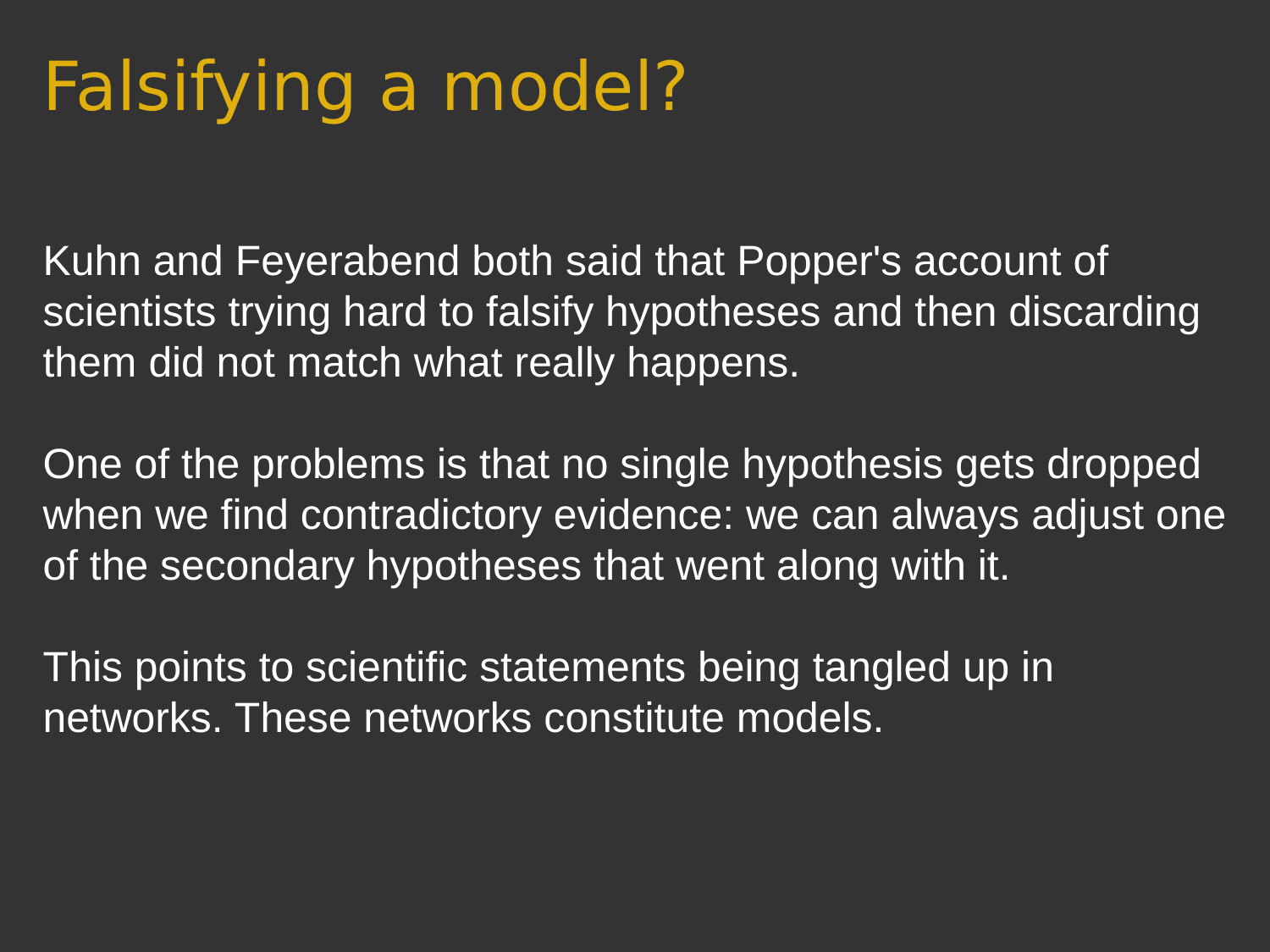# Falsifying a model?

Kuhn and Feyerabend both said that Popper's account of scientists trying hard to falsify hypotheses and then discarding them did not match what really happens.

One of the problems is that no single hypothesis gets dropped when we find contradictory evidence: we can always adjust one of the secondary hypotheses that went along with it.

This points to scientific statements being tangled up in networks. These networks constitute models.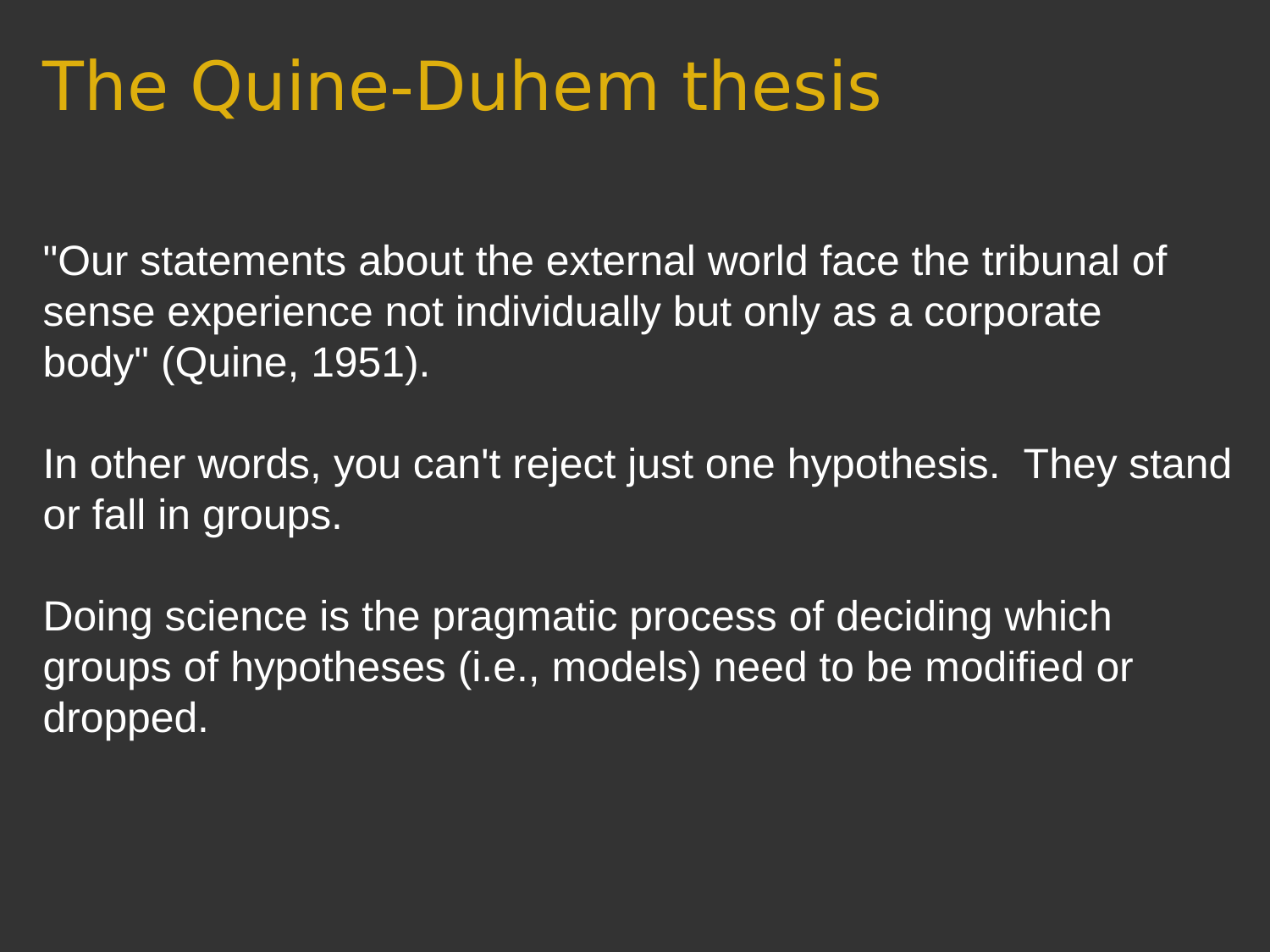# The Quine-Duhem thesis

"Our statements about the external world face the tribunal of sense experience not individually but only as a corporate body" (Quine, 1951).

In other words, you can't reject just one hypothesis. They stand or fall in groups.

Doing science is the pragmatic process of deciding which groups of hypotheses (i.e., models) need to be modified or dropped.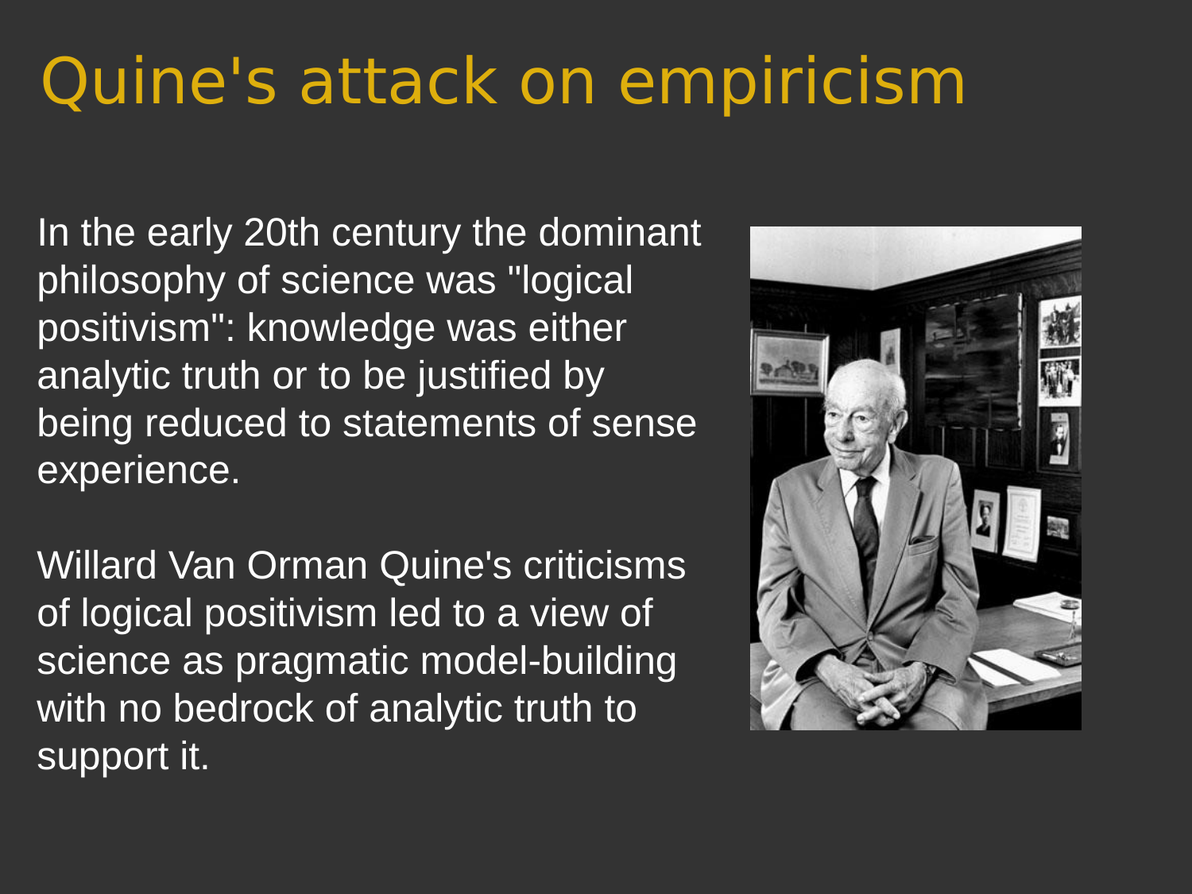# Quine's attack on empiricism

In the early 20th century the dominant philosophy of science was "logical positivism": knowledge was either analytic truth or to be justified by being reduced to statements of sense experience.

Willard Van Orman Quine's criticisms of logical positivism led to a view of science as pragmatic model-building with no bedrock of analytic truth to support it.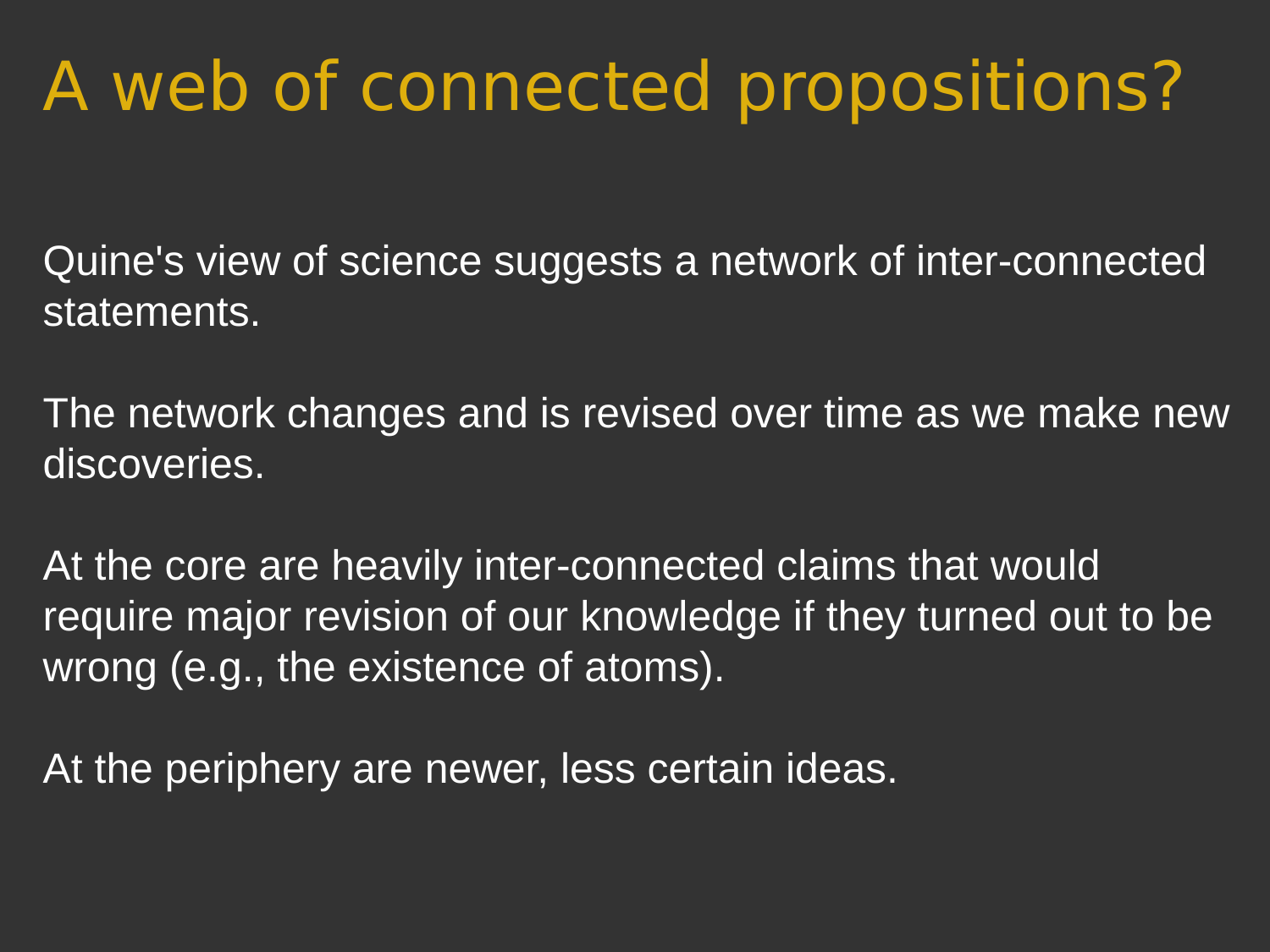# A web of connected propositions?

Quine's view of science suggests a network of inter-connected statements.

The network changes and is revised over time as we make new discoveries.

At the core are heavily inter-connected claims that would require major revision of our knowledge if they turned out to be wrong (e.g., the existence of atoms).

At the periphery are newer, less certain ideas.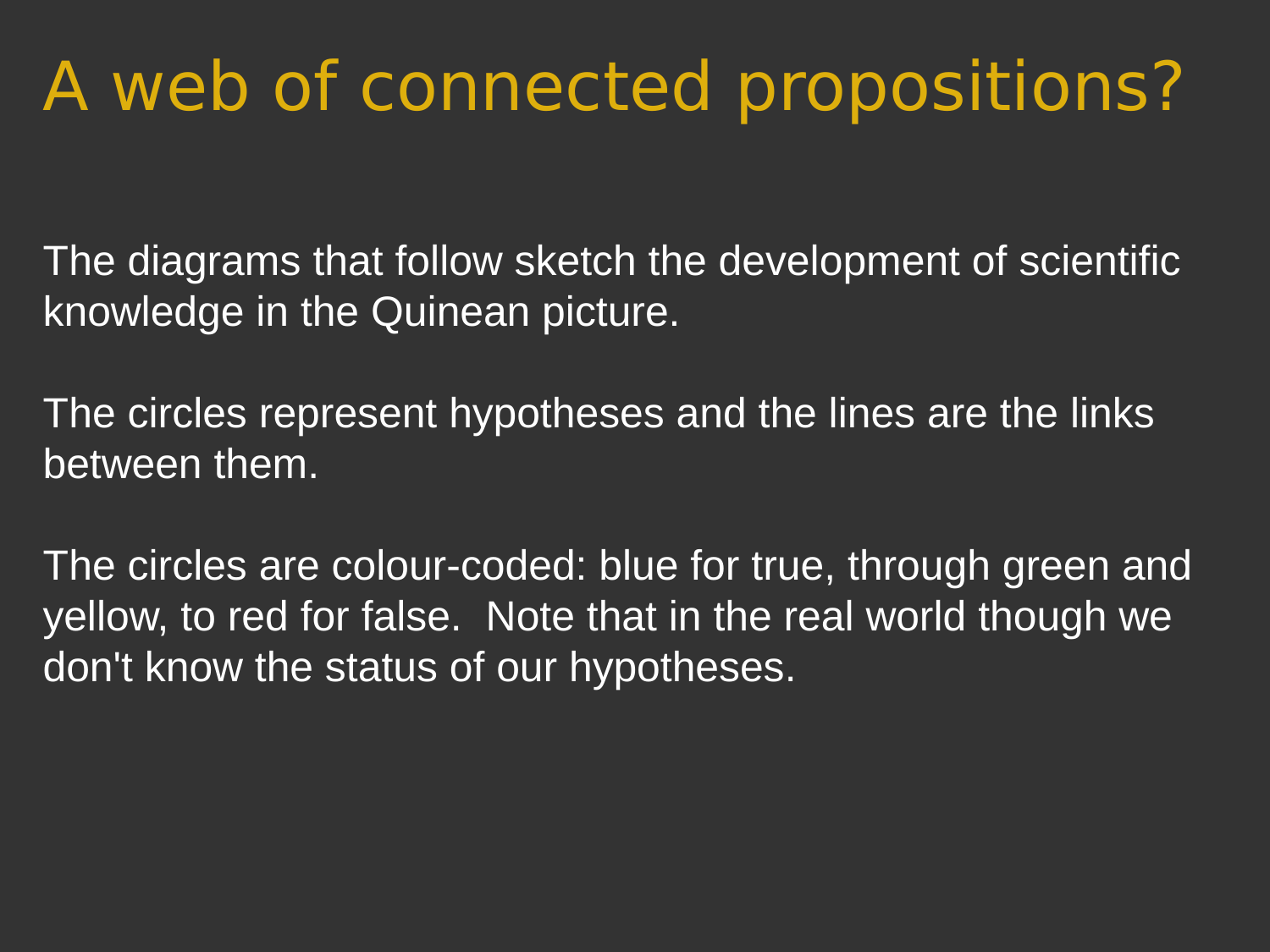# A web of connected propositions?

The diagrams that follow sketch the development of scientific knowledge in the Quinean picture.

The circles represent hypotheses and the lines are the links between them.

The circles are colour-coded: blue for true, through green and yellow, to red for false. Note that in the real world though we don't know the status of our hypotheses.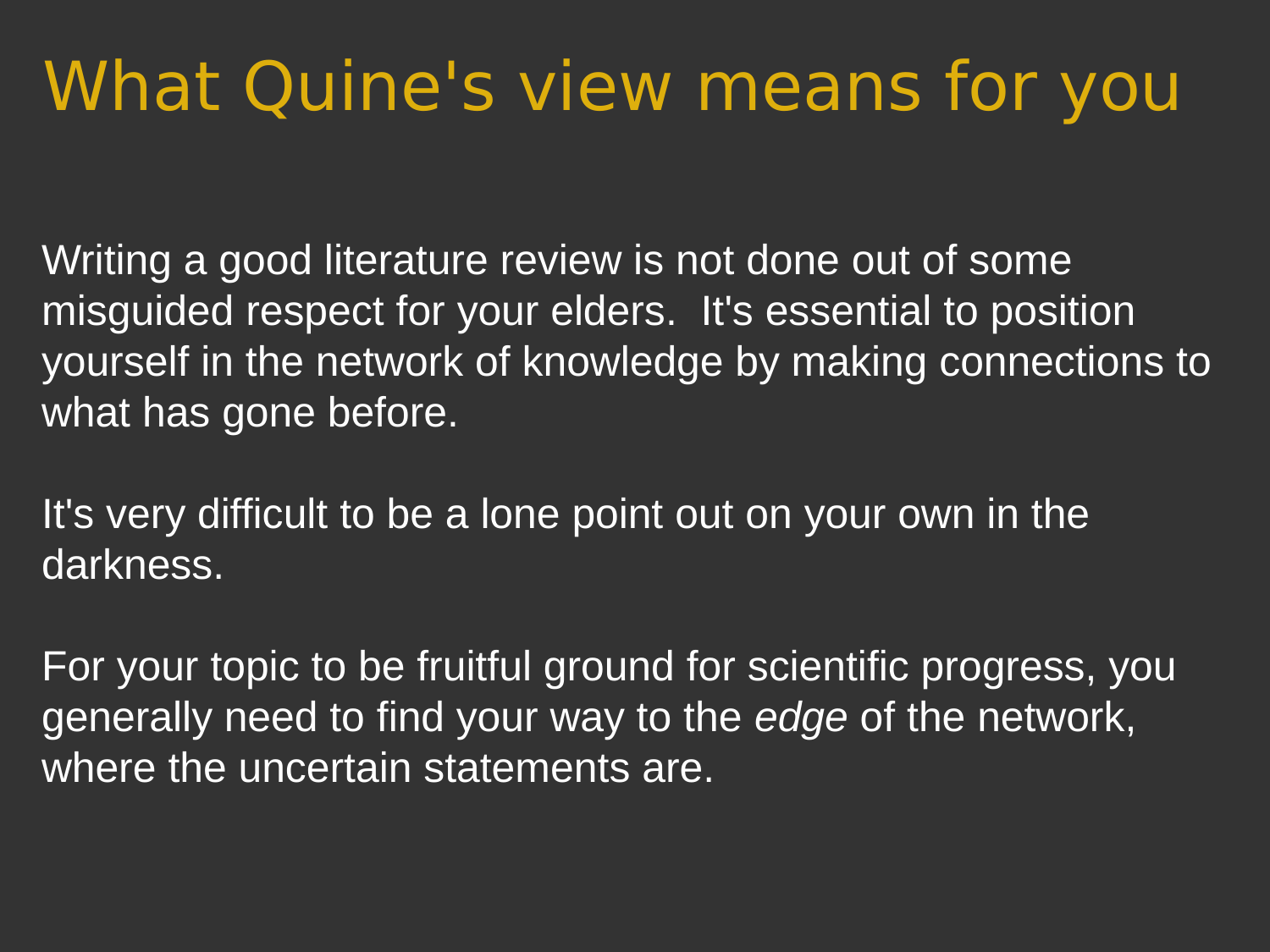# What Quine's view means for you

Writing a good literature review is not done out of some misguided respect for your elders. It's essential to position yourself in the network of knowledge by making connections to what has gone before.

It's very difficult to be a lone point out on your own in the darkness.

For your topic to be fruitful ground for scientific progress, you generally need to find your way to the *edge* of the network, where the uncertain statements are.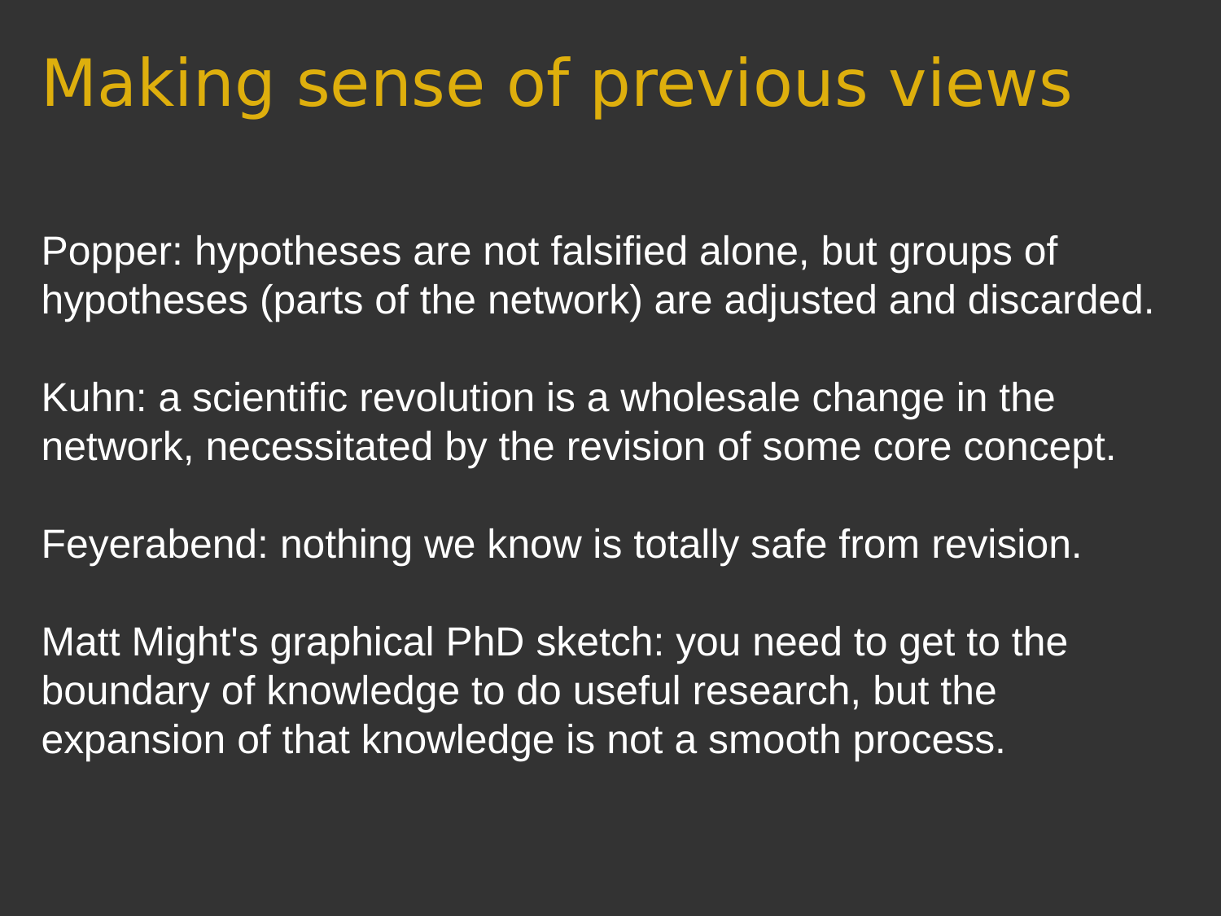# Making sense of previous views

Popper: hypotheses are not falsified alone, but groups of hypotheses (parts of the network) are adjusted and discarded.

Kuhn: a scientific revolution is a wholesale change in the network, necessitated by the revision of some core concept.

Feyerabend: nothing we know is totally safe from revision.

Matt Might's graphical PhD sketch: you need to get to the boundary of knowledge to do useful research, but the expansion of that knowledge is not a smooth process.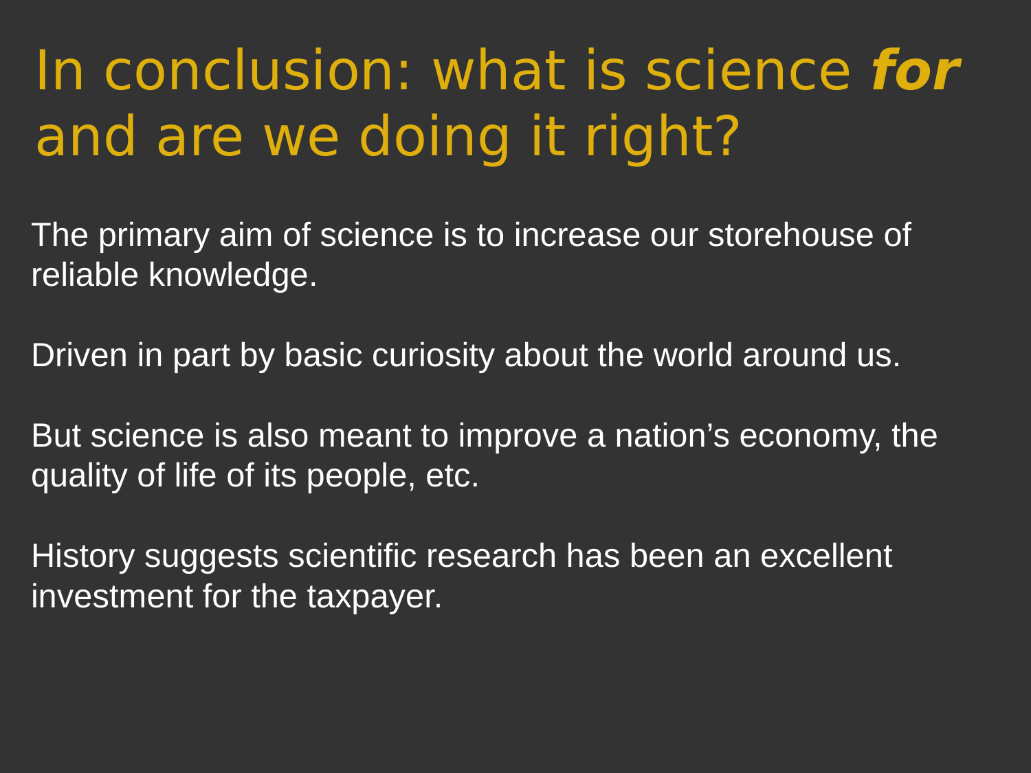# In conclusion: what is science ***for*** and are we doing it right?

The primary aim of science is to increase our storehouse of reliable knowledge.

Driven in part by basic curiosity about the world around us.

But science is also meant to improve a nation's economy, the quality of life of its people, etc.

History suggests scientific research has been an excellent investment for the taxpayer.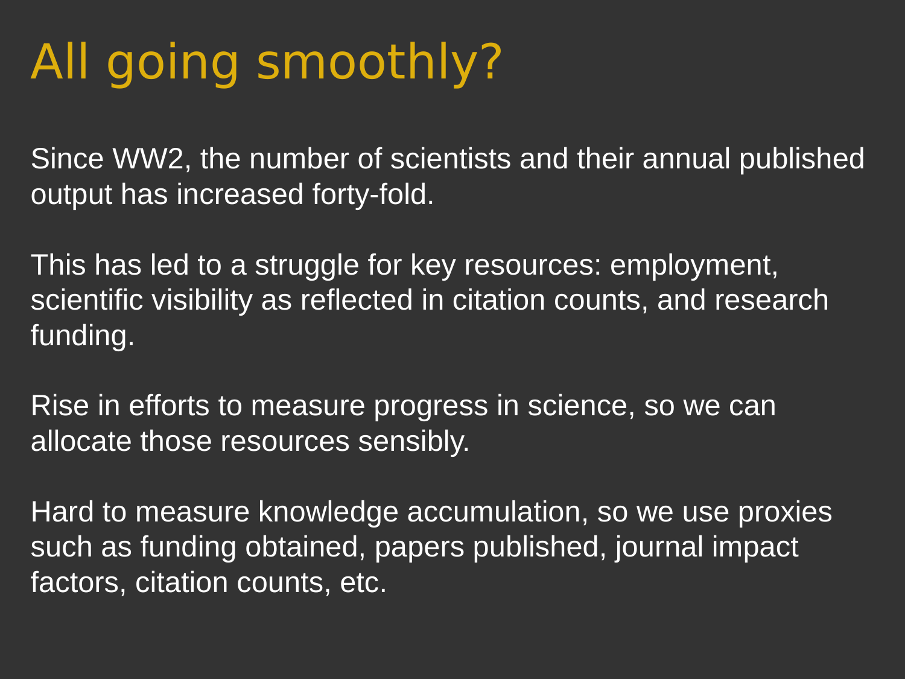# All going smoothly?

Since WW2, the number of scientists and their annual published output has increased forty-fold.

This has led to a struggle for key resources: employment, scientific visibility as reflected in citation counts, and research funding.

Rise in efforts to measure progress in science, so we can allocate those resources sensibly.

Hard to measure knowledge accumulation, so we use proxies such as funding obtained, papers published, journal impact factors, citation counts, etc.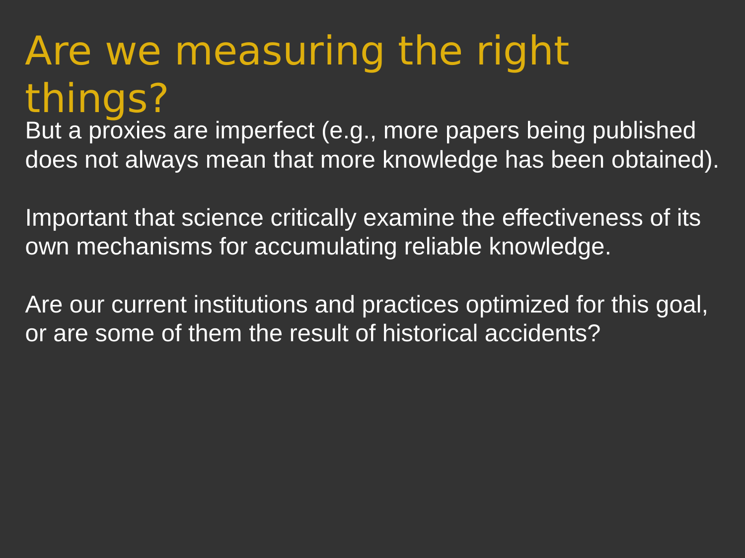# Are we measuring the right things?

But a proxies are imperfect (e.g., more papers being published does not always mean that more knowledge has been obtained).

Important that science critically examine the effectiveness of its own mechanisms for accumulating reliable knowledge.

Are our current institutions and practices optimized for this goal, or are some of them the result of historical accidents?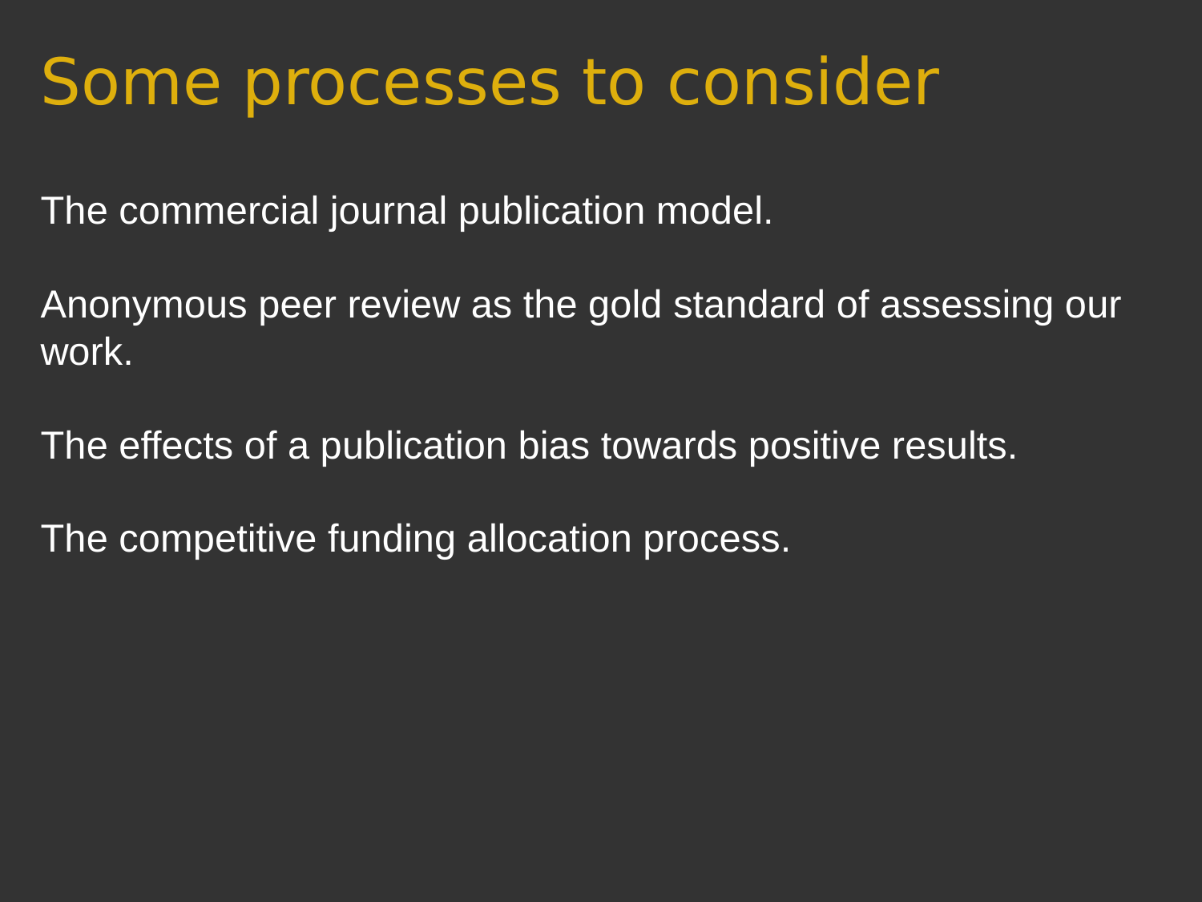# Some processes to consider

The commercial journal publication model.

Anonymous peer review as the gold standard of assessing our work.

The effects of a publication bias towards positive results.

The competitive funding allocation process.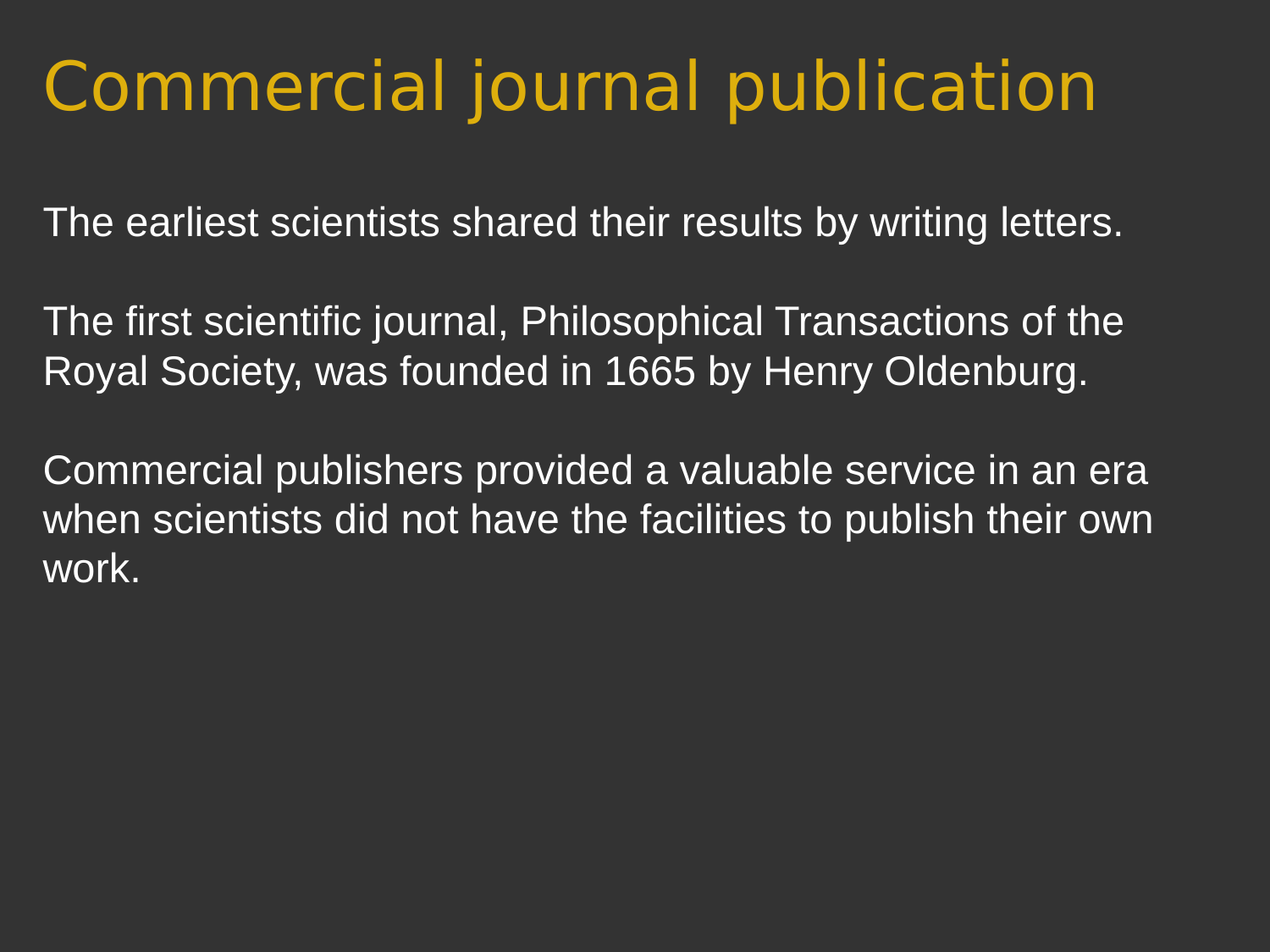# Commercial journal publication

The earliest scientists shared their results by writing letters.

The first scientific journal, Philosophical Transactions of the Royal Society, was founded in 1665 by Henry Oldenburg.

Commercial publishers provided a valuable service in an era when scientists did not have the facilities to publish their own work.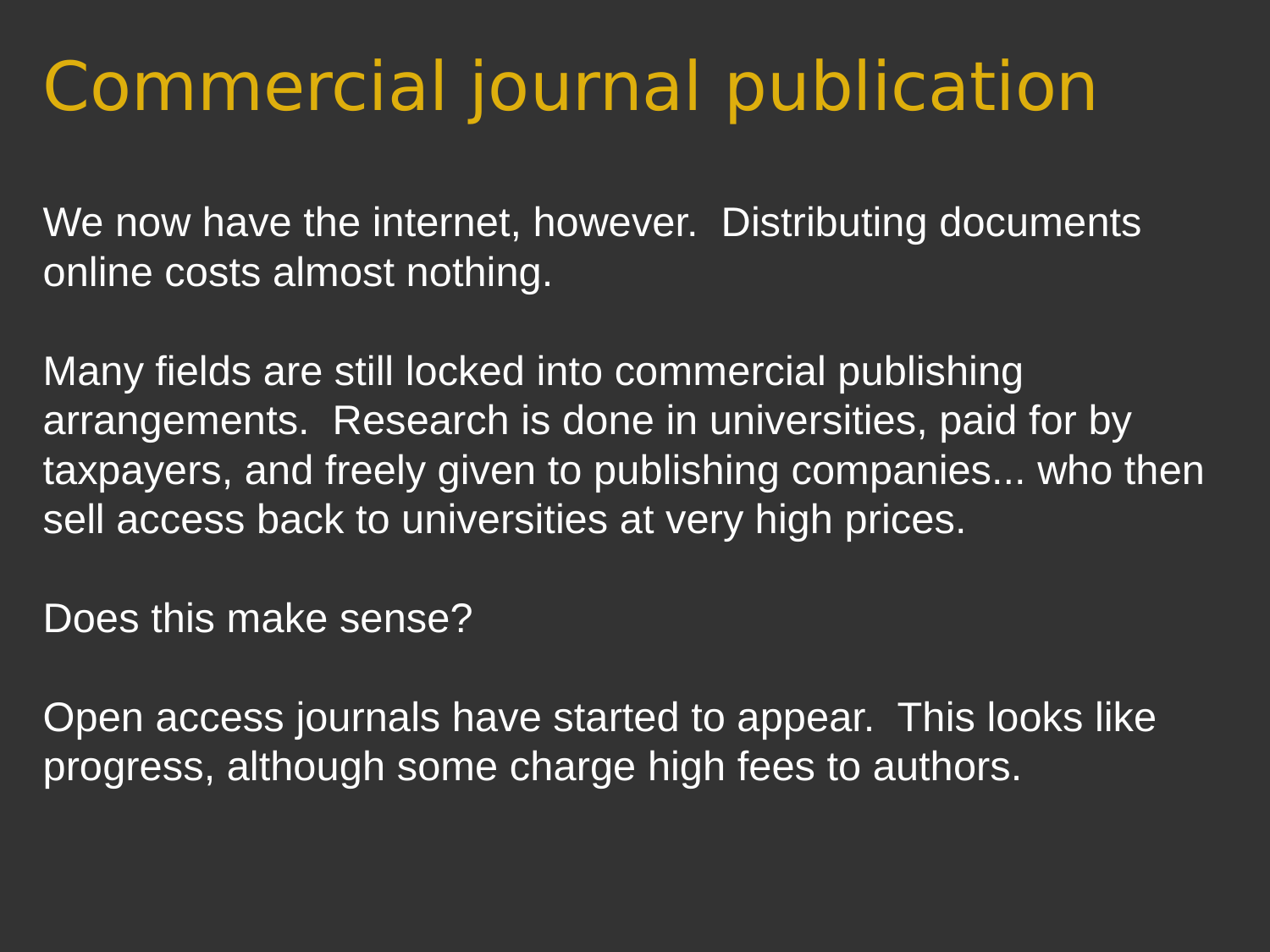# Commercial journal publication

We now have the internet, however. Distributing documents online costs almost nothing.

Many fields are still locked into commercial publishing arrangements. Research is done in universities, paid for by taxpayers, and freely given to publishing companies... who then sell access back to universities at very high prices.

Does this make sense?

Open access journals have started to appear. This looks like progress, although some charge high fees to authors.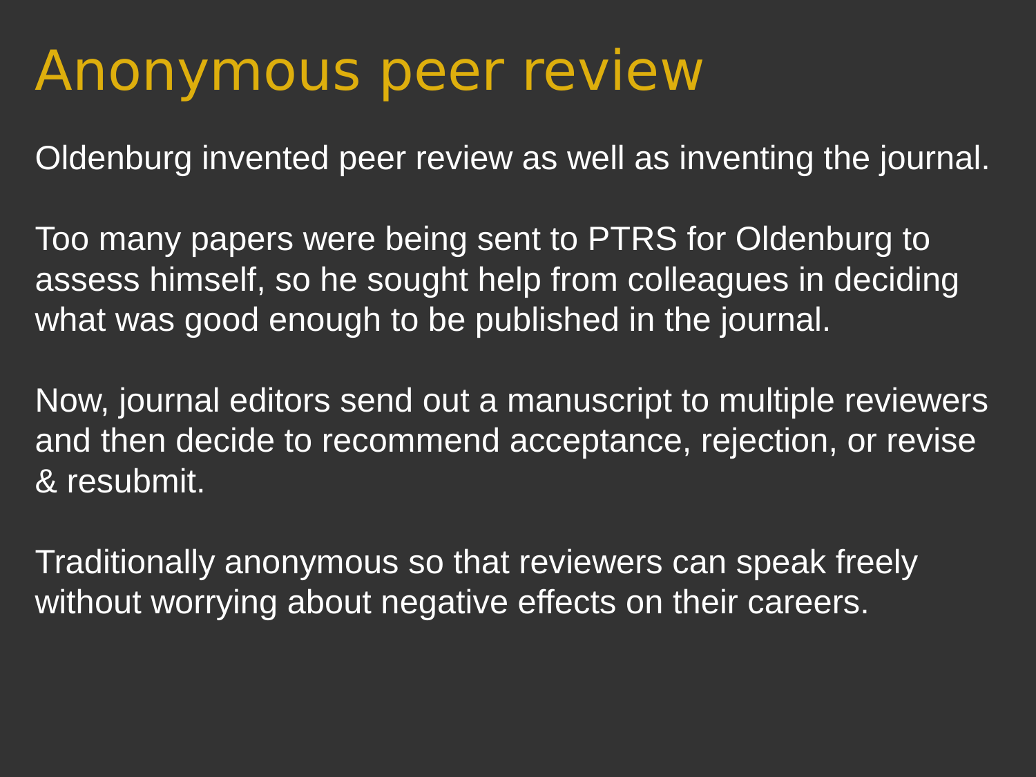# Anonymous peer review

Oldenburg invented peer review as well as inventing the journal.

Too many papers were being sent to PTRS for Oldenburg to assess himself, so he sought help from colleagues in deciding what was good enough to be published in the journal.

Now, journal editors send out a manuscript to multiple reviewers and then decide to recommend acceptance, rejection, or revise & resubmit.

Traditionally anonymous so that reviewers can speak freely without worrying about negative effects on their careers.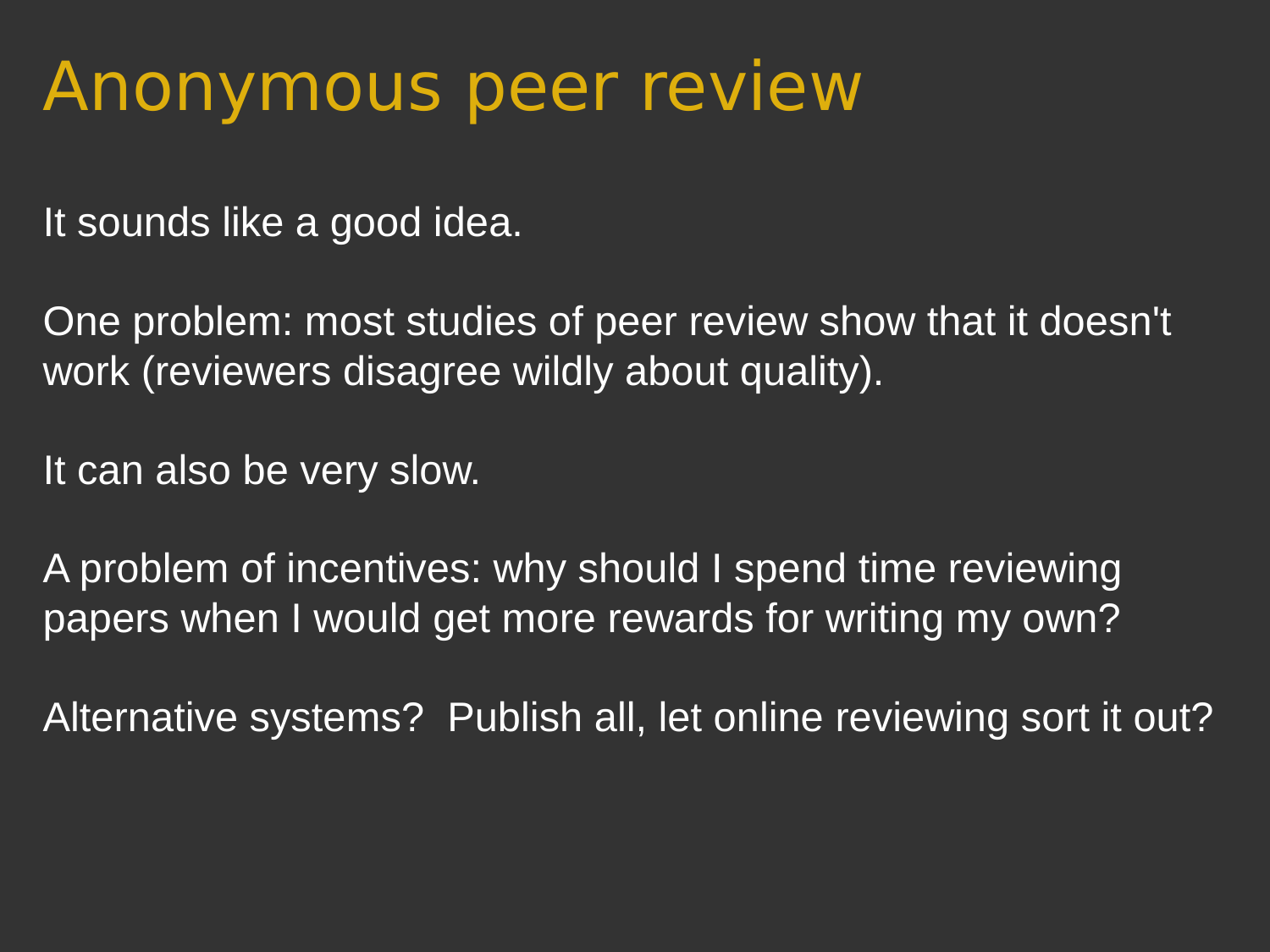# Anonymous peer review

It sounds like a good idea.

One problem: most studies of peer review show that it doesn't work (reviewers disagree wildly about quality).

It can also be very slow.

A problem of incentives: why should I spend time reviewing papers when I would get more rewards for writing my own?

Alternative systems? Publish all, let online reviewing sort it out?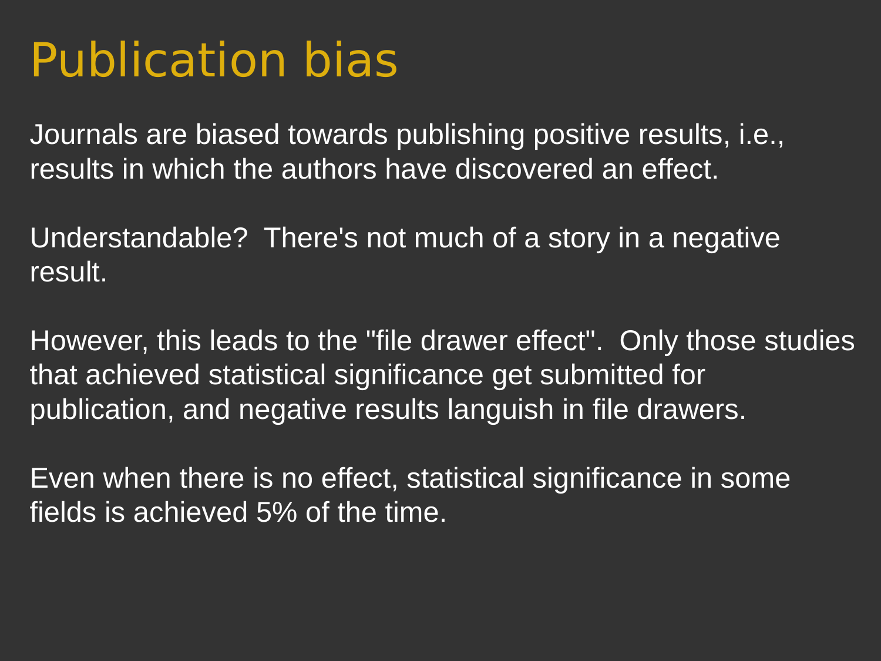# Publication bias

Journals are biased towards publishing positive results, i.e., results in which the authors have discovered an effect.

Understandable? There's not much of a story in a negative result.

However, this leads to the "file drawer effect". Only those studies that achieved statistical significance get submitted for publication, and negative results languish in file drawers.

Even when there is no effect, statistical significance in some fields is achieved 5% of the time.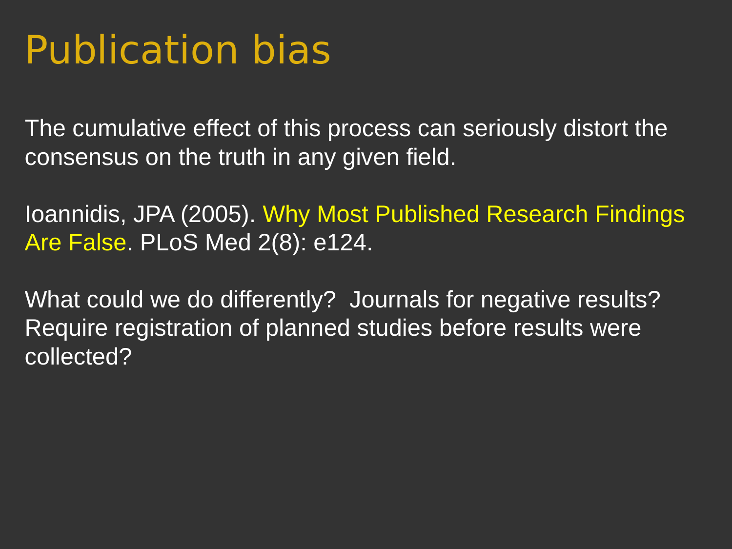# Publication bias

The cumulative effect of this process can seriously distort the consensus on the truth in any given field.

Ioannidis, JPA (2005). Why Most Published Research Findings Are False. PLoS Med 2(8): e124.

What could we do differently? Journals for negative results? Require registration of planned studies before results were collected?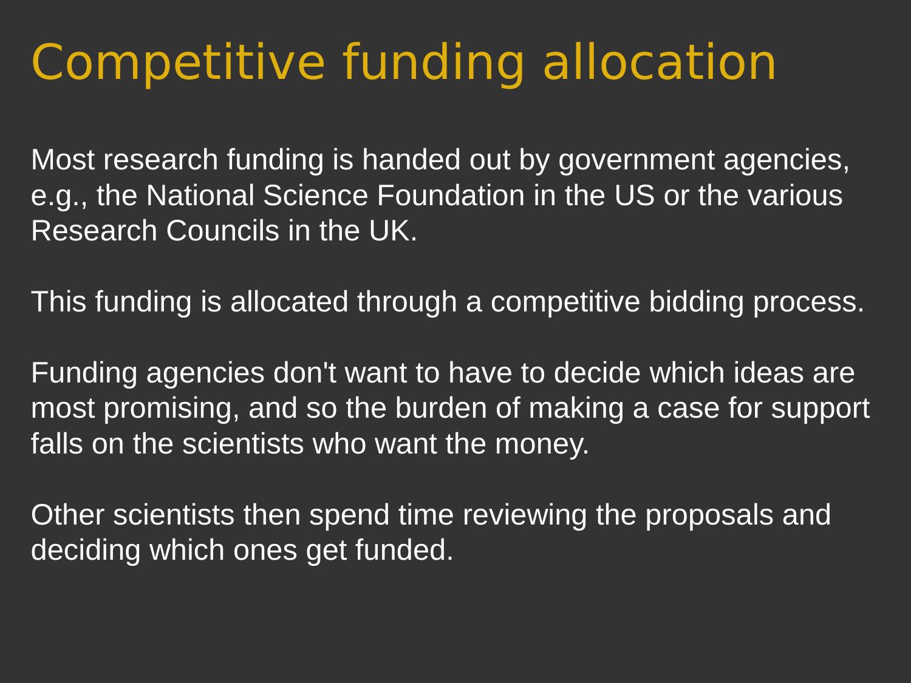# Competitive funding allocation

Most research funding is handed out by government agencies, e.g., the National Science Foundation in the US or the various Research Councils in the UK.

This funding is allocated through a competitive bidding process.

Funding agencies don't want to have to decide which ideas are most promising, and so the burden of making a case for support falls on the scientists who want the money.

Other scientists then spend time reviewing the proposals and deciding which ones get funded.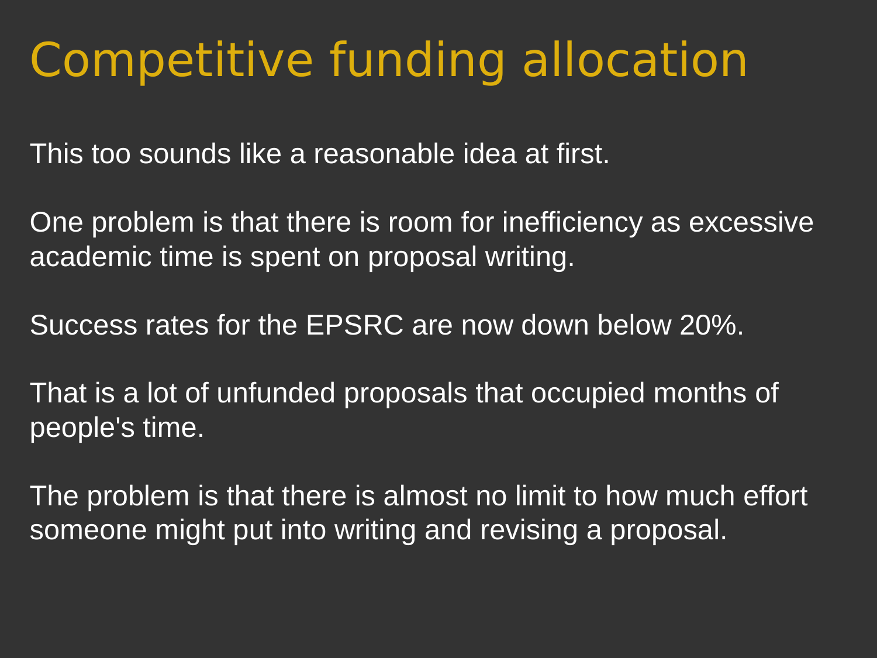# Competitive funding allocation

This too sounds like a reasonable idea at first.

One problem is that there is room for inefficiency as excessive academic time is spent on proposal writing.

Success rates for the EPSRC are now down below 20%.

That is a lot of unfunded proposals that occupied months of people's time.

The problem is that there is almost no limit to how much effort someone might put into writing and revising a proposal.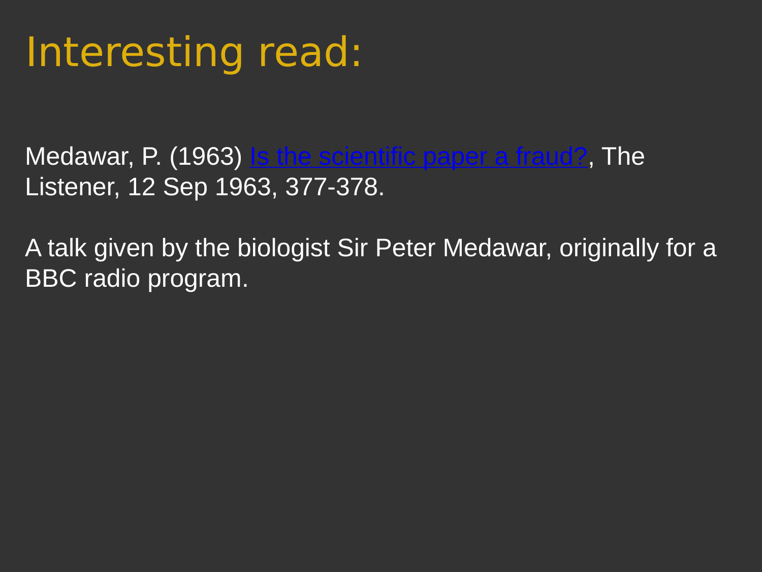# Interesting read:

Medawar, P. (1963) Is the scientific paper a fraud?, The Listener, 12 Sep 1963, 377-378.

A talk given by the biologist Sir Peter Medawar, originally for a BBC radio program.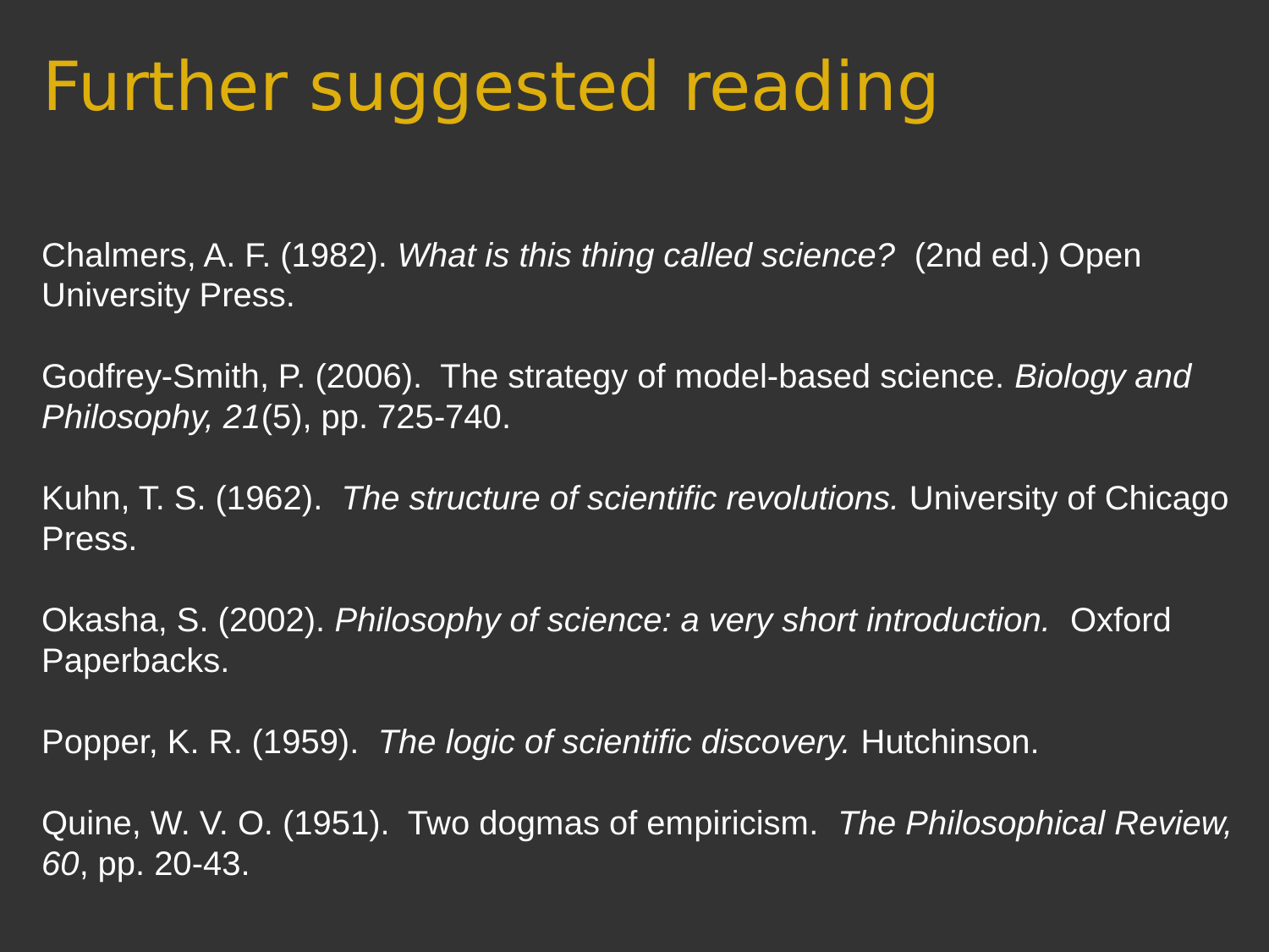# Further suggested reading

Chalmers, A. F. (1982). *What is this thing called science?* (2nd ed.) Open University Press.

Godfrey-Smith, P. (2006). The strategy of model-based science. *Biology and Philosophy, 21*(5), pp. 725-740.

Kuhn, T. S. (1962). *The structure of scientific revolutions.* University of Chicago Press.

Okasha, S. (2002). *Philosophy of science: a very short introduction.* Oxford Paperbacks.

Popper, K. R. (1959). *The logic of scientific discovery.* Hutchinson.

Quine, W. V. O. (1951). Two dogmas of empiricism. *The Philosophical Review, 60*, pp. 20-43.